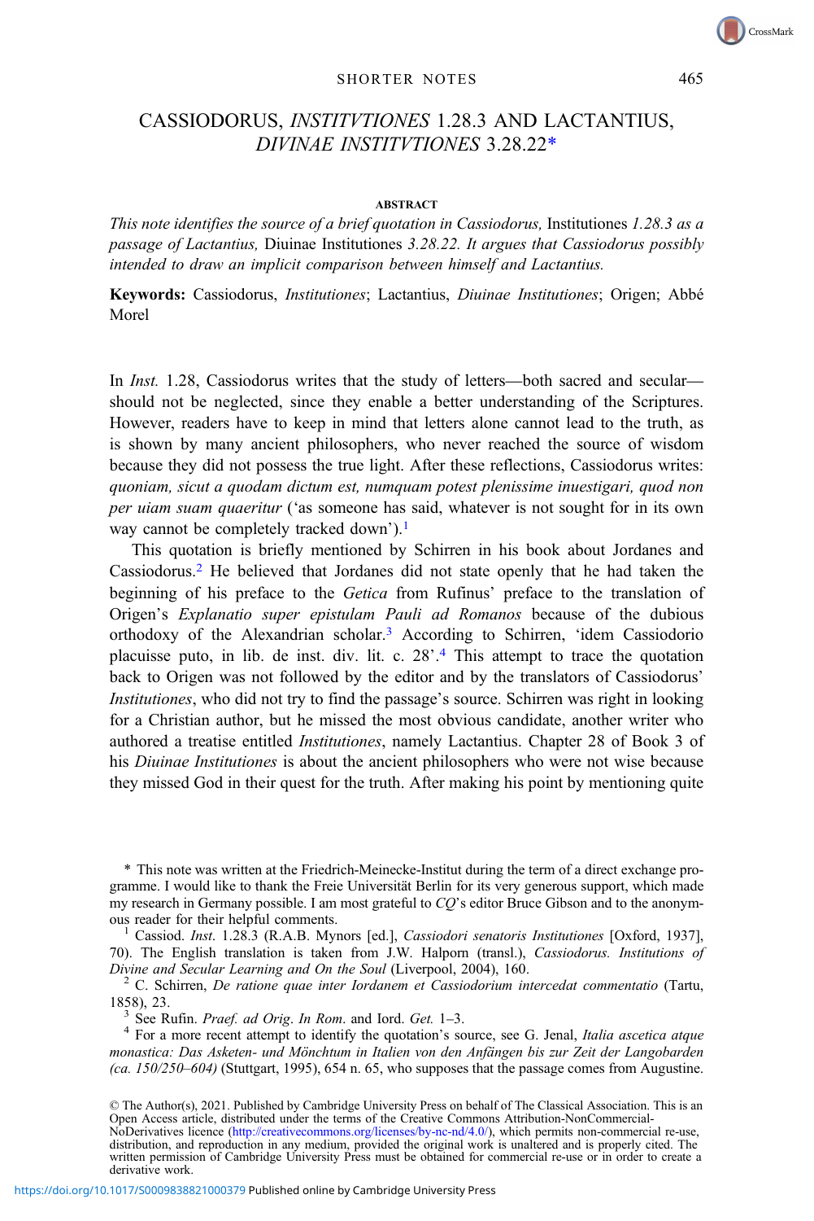# CASSIODORUS, *INSTITVTIONES* 1.28.3 AND LACTANTIUS, *DIVINAE INSTITVTIONES* 3.28.22*

**ABSTRACT**

*This note identifies the source of a brief quotation in Cassiodorus,* Institutiones *1.28.3 as a passage of Lactantius,* Diuinae Institutiones *3.28.22. It argues that Cassiodorus possibly intended to draw an implicit comparison between himself and Lactantius.*

**Keywords:** Cassiodorus, *Institutiones*; Lactantius, *Diuinae Institutiones*; Origen; Abbé Morel

In *Inst.* 1.28, Cassiodorus writes that the study of letters—both sacred and secular—should not be neglected, since they enable a better understanding of the Scriptures. However, readers have to keep in mind that letters alone cannot lead to the truth, as is shown by many ancient philosophers, who never reached the source of wisdom because they did not possess the true light. After these reflections, Cassiodorus writes: *quoniam, sicut a quodam dictum est, numquam potest plenissime inuestigari, quod non per uiam suam quaeritur* ('as someone has said, whatever is not sought for in its own way cannot be completely tracked down').[1]

This quotation is briefly mentioned by Schirren in his book about Jordanes and Cassiodorus.[2] He believed that Jordanes did not state openly that he had taken the beginning of his preface to the *Getica* from Rufinus' preface to the translation of Origen's *Explanatio super epistulam Pauli ad Romanos* because of the dubious orthodoxy of the Alexandrian scholar.[3] According to Schirren, 'idem Cassiodorio placuisse puto, in lib. de inst. div. lit. c. 28'.[4] This attempt to trace the quotation back to Origen was not followed by the editor and by the translators of Cassiodorus' *Institutiones*, who did not try to find the passage's source. Schirren was right in looking for a Christian author, but he missed the most obvious candidate, another writer who authored a treatise entitled *Institutiones*, namely Lactantius. Chapter 28 of Book 3 of his *Diuinae Institutiones* is about the ancient philosophers who were not wise because they missed God in their quest for the truth. After making his point by mentioning quite

\* This note was written at the Friedrich-Meinecke-Institut during the term of a direct exchange programme. I would like to thank the Freie Universität Berlin for its very generous support, which made my research in Germany possible. I am most grateful to *CQ*'s editor Bruce Gibson and to the anonymous reader for their helpful comments.

[1] Cassiod. *Inst.* 1.28.3 (R.A.B. Mynors [ed.], *Cassiodori senatoris Institutiones* [Oxford, 1937], 70). The English translation is taken from J.W. Halporn (transl.), *Cassiodorus. Institutions of Divine and Secular Learning and On the Soul* (Liverpool, 2004), 160.

[2] C. Schirren, *De ratione quae inter Iordanem et Cassiodorium intercedat commentatio* (Tartu, 1858), 23.

[3] See Rufin. *Praef. ad Orig. In Rom.* and Iord. *Get.* 1–3.

[4] For a more recent attempt to identify the quotation's source, see G. Jenal, *Italia ascetica atque monastica: Das Asketen- und Mönchtum in Italien von den Anfängen bis zur Zeit der Langobarden (ca. 150/250–604)* (Stuttgart, 1995), 654 n. 65, who supposes that the passage comes from Augustine.

© The Author(s), 2021. Published by Cambridge University Press on behalf of The Classical Association. This is an Open Access article, distributed under the terms of the Creative Commons Attribution-NonCommercial-NoDerivatives licence (http://creativecommons.org/licenses/by-nc-nd/4.0/), which permits non-commercial re-use, distribution, and reproduction in any medium, provided the original work is unaltered and is properly cited. The written permission of Cambridge University Press must be obtained for commercial re-use or in order to create a derivative work.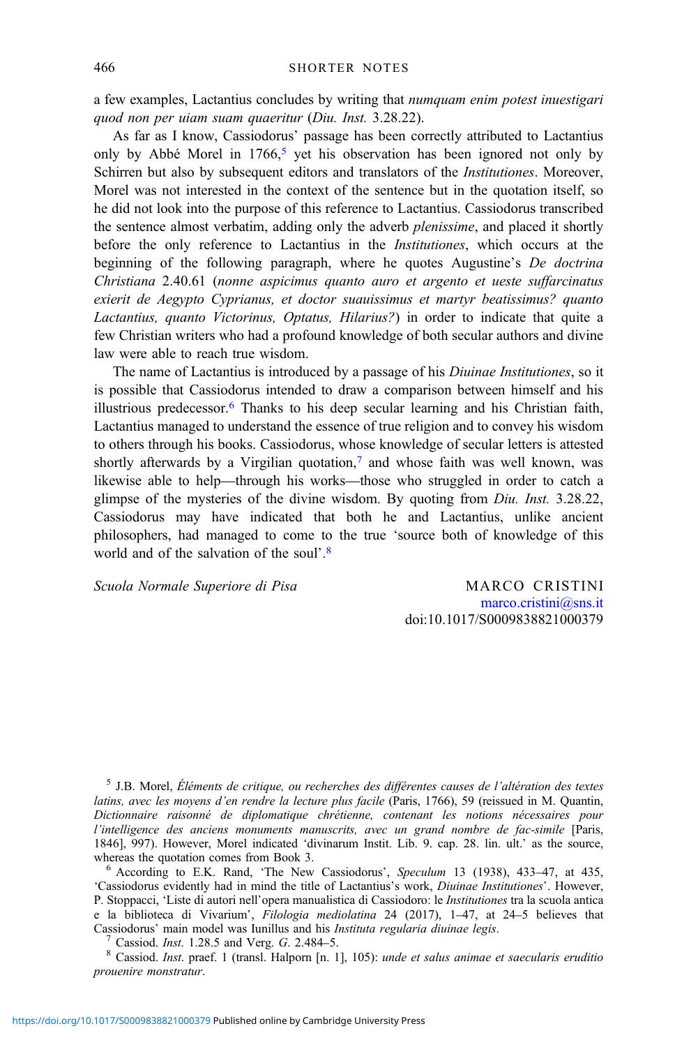a few examples, Lactantius concludes by writing that *numquam enim potest inuestigari quod non per uiam suam quaeritur* (*Diu. Inst.* 3.28.22).

As far as I know, Cassiodorus' passage has been correctly attributed to Lactantius only by Abbé Morel in 1766,[5] yet his observation has been ignored not only by Schirren but also by subsequent editors and translators of the *Institutiones*. Moreover, Morel was not interested in the context of the sentence but in the quotation itself, so he did not look into the purpose of this reference to Lactantius. Cassiodorus transcribed the sentence almost verbatim, adding only the adverb *plenissime*, and placed it shortly before the only reference to Lactantius in the *Institutiones*, which occurs at the beginning of the following paragraph, where he quotes Augustine's *De doctrina Christiana* 2.40.61 (*nonne aspicimus quanto auro et argento et ueste suffarcinatus exierit de Aegypto Cyprianus, et doctor suauissimus et martyr beatissimus? quanto Lactantius, quanto Victorinus, Optatus, Hilarius?*) in order to indicate that quite a few Christian writers who had a profound knowledge of both secular authors and divine law were able to reach true wisdom.

The name of Lactantius is introduced by a passage of his *Diuinae Institutiones*, so it is possible that Cassiodorus intended to draw a comparison between himself and his illustrious predecessor.[6] Thanks to his deep secular learning and his Christian faith, Lactantius managed to understand the essence of true religion and to convey his wisdom to others through his books. Cassiodorus, whose knowledge of secular letters is attested shortly afterwards by a Virgilian quotation,[7] and whose faith was well known, was likewise able to help—through his works—those who struggled in order to catch a glimpse of the mysteries of the divine wisdom. By quoting from *Diu. Inst.* 3.28.22, Cassiodorus may have indicated that both he and Lactantius, unlike ancient philosophers, had managed to come to the true 'source both of knowledge of this world and of the salvation of the soul'.[8]

*Scuola Normale Superiore di Pisa*

MARCO CRISTINI
marco.cristini@sns.it
doi:10.1017/S0009838821000379

[5] J.B. Morel, *Éléments de critique, ou recherches des différentes causes de l'altération des textes latins, avec les moyens d'en rendre la lecture plus facile* (Paris, 1766), 59 (reissued in M. Quantin, *Dictionnaire raisonné de diplomatique chrétienne, contenant les notions nécessaires pour l'intelligence des anciens monuments manuscrits, avec un grand nombre de fac-simile* [Paris, 1846], 997). However, Morel indicated 'divinarum Instit. Lib. 9. cap. 28. lin. ult.' as the source, whereas the quotation comes from Book 3.

[6] According to E.K. Rand, 'The New Cassiodorus', *Speculum* 13 (1938), 433–47, at 435, 'Cassiodorus evidently had in mind the title of Lactantius's work, *Diuinae Institutiones*'. However, P. Stoppacci, 'Liste di autori nell'opera manualistica di Cassiodoro: le *Institutiones* tra la scuola antica e la biblioteca di Vivarium', *Filologia mediolatina* 24 (2017), 1–47, at 24–5 believes that Cassiodorus' main model was Iunillus and his *Instituta regularia diuinae legis*.

[7] Cassiod. *Inst*. 1.28.5 and Verg. *G*. 2.484–5.

[8] Cassiod. *Inst*. praef. 1 (transl. Halporn [n. 1], 105): *unde et salus animae et saecularis eruditio prouenire monstratur*.